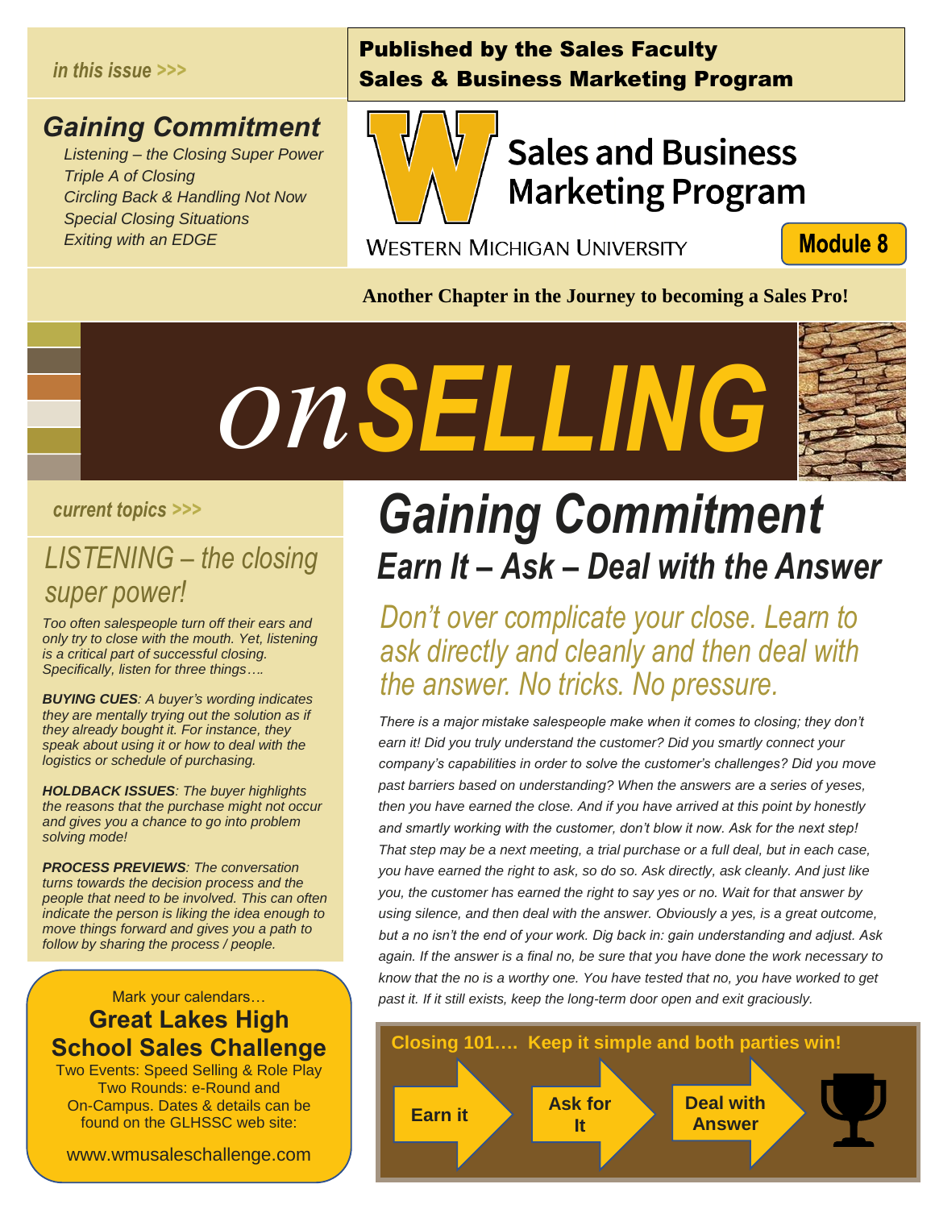*in this issue >>>*

## *Gaining Commitment*

*Listening – the Closing Super Power*
*Triple A of Closing*
*Circling Back & Handling Not Now*
*Special Closing Situations*
*Exiting with an EDGE*

**Published by the Sales Faculty**
**Sales & Business Marketing Program**

Sales and Business Marketing Program
WESTERN MICHIGAN UNIVERSITY

**Module 8**

**Another Chapter in the Journey to becoming a Sales Pro!**

# *on* SELLING

*current topics >>>*

## *LISTENING – the closing super power!*

*Too often salespeople turn off their ears and only try to close with the mouth. Yet, listening is a critical part of successful closing. Specifically, listen for three things….*

***BUYING CUES**: A buyer's wording indicates they are mentally trying out the solution as if they already bought it. For instance, they speak about using it or how to deal with the logistics or schedule of purchasing.*

***HOLDBACK ISSUES**: The buyer highlights the reasons that the purchase might not occur and gives you a chance to go into problem solving mode!*

***PROCESS PREVIEWS**: The conversation turns towards the decision process and the people that need to be involved. This can often indicate the person is liking the idea enough to move things forward and gives you a path to follow by sharing the process / people.*

Mark your calendars…
**Great Lakes High School Sales Challenge**
Two Events: Speed Selling & Role Play
Two Rounds: e-Round and On-Campus. Dates & details can be found on the GLHSSC web site:

www.wmusaleschallenge.com

# *Gaining Commitment*

## *Earn It – Ask – Deal with the Answer*

### *Don't over complicate your close. Learn to ask directly and cleanly and then deal with the answer. No tricks. No pressure.*

*There is a major mistake salespeople make when it comes to closing; they don't earn it! Did you truly understand the customer? Did you smartly connect your company's capabilities in order to solve the customer's challenges? Did you move past barriers based on understanding? When the answers are a series of yeses, then you have earned the close. And if you have arrived at this point by honestly and smartly working with the customer, don't blow it now. Ask for the next step! That step may be a next meeting, a trial purchase or a full deal, but in each case, you have earned the right to ask, so do so. Ask directly, ask cleanly. And just like you, the customer has earned the right to say yes or no. Wait for that answer by using silence, and then deal with the answer. Obviously a yes, is a great outcome, but a no isn't the end of your work. Dig back in: gain understanding and adjust. Ask again. If the answer is a final no, be sure that you have done the work necessary to know that the no is a worthy one. You have tested that no, you have worked to get past it. If it still exists, keep the long-term door open and exit graciously.*

**Closing 101…. Keep it simple and both parties win!**

**Earn it** → **Ask for It** → **Deal with Answer**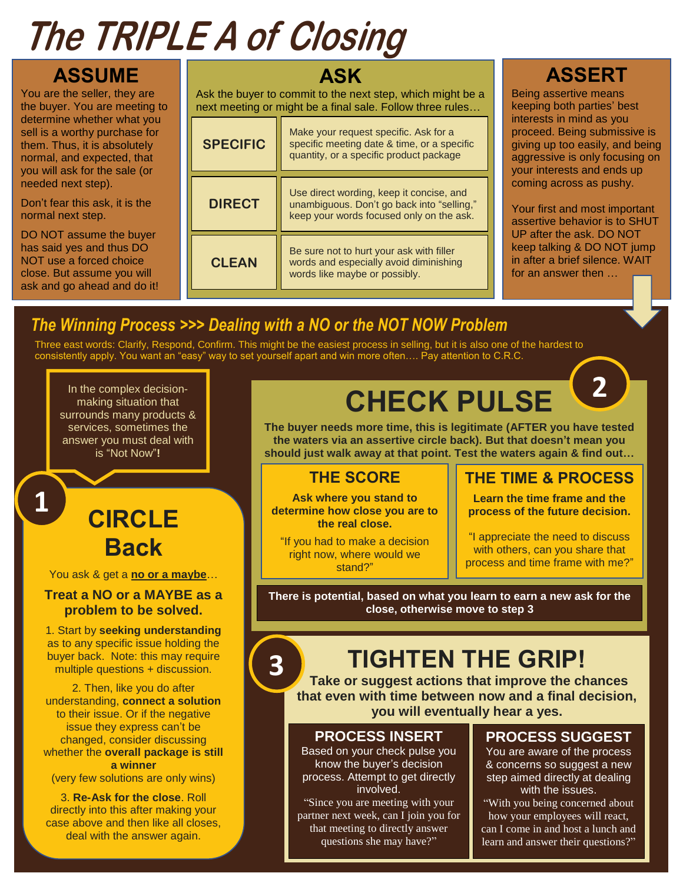# The TRIPLE A of Closing

## ASSUME

You are the seller, they are the buyer. You are meeting to determine whether what you sell is a worthy purchase for them. Thus, it is absolutely normal, and expected, that you will ask for the sale (or needed next step).

Don't fear this ask, it is the normal next step.

DO NOT assume the buyer has said yes and thus DO NOT use a forced choice close. But assume you will ask and go ahead and do it!

## ASK

Ask the buyer to commit to the next step, which might be a next meeting or might be a final sale. Follow three rules…

| | |
|---|---|
| **SPECIFIC** | Make your request specific. Ask for a specific meeting date & time, or a specific quantity, or a specific product package |
| **DIRECT** | Use direct wording, keep it concise, and unambiguous. Don't go back into "selling," keep your words focused only on the ask. |
| **CLEAN** | Be sure not to hurt your ask with filler words and especially avoid diminishing words like maybe or possibly. |

## ASSERT

Being assertive means keeping both parties' best interests in mind as you proceed. Being submissive is giving up too easily, and being aggressive is only focusing on your interests and ends up coming across as pushy.

Your first and most important assertive behavior is to SHUT UP after the ask. DO NOT keep talking & DO NOT jump in after a brief silence. WAIT for an answer then …

## *The Winning Process >>> Dealing with a NO or the NOT NOW Problem*

Three east words: Clarify, Respond, Confirm. This might be the easiest process in selling, but it is also one of the hardest to consistently apply. You want an "easy" way to set yourself apart and win more often…. Pay attention to C.R.C.

In the complex decision-making situation that surrounds many products & services, sometimes the answer you must deal with is "Not Now"**!**

### 1 CIRCLE Back

You ask & get a **no or a maybe**…

**Treat a NO or a MAYBE as a problem to be solved.**

1. Start by **seeking understanding** as to any specific issue holding the buyer back. Note: this may require multiple questions + discussion.

2. Then, like you do after understanding, **connect a solution** to their issue. Or if the negative issue they express can't be changed, consider discussing whether the **overall package is still a winner** (very few solutions are only wins)

3. **Re-Ask for the close**. Roll directly into this after making your case above and then like all closes, deal with the answer again.

### 2 CHECK PULSE

**The buyer needs more time, this is legitimate (AFTER you have tested the waters via an assertive circle back). But that doesn't mean you should just walk away at that point. Test the waters again & find out…**

#### THE SCORE

**Ask where you stand to determine how close you are to the real close.**

"If you had to make a decision right now, where would we stand?"

#### THE TIME & PROCESS

**Learn the time frame and the process of the future decision.**

"I appreciate the need to discuss with others, can you share that process and time frame with me?"

**There is potential, based on what you learn to earn a new ask for the close, otherwise move to step 3**

### 3 TIGHTEN THE GRIP!

**Take or suggest actions that improve the chances that even with time between now and a final decision, you will eventually hear a yes.**

#### PROCESS INSERT

Based on your check pulse you know the buyer's decision process. Attempt to get directly involved.

"Since you are meeting with your partner next week, can I join you for that meeting to directly answer questions she may have?"

#### PROCESS SUGGEST

You are aware of the process & concerns so suggest a new step aimed directly at dealing with the issues.

"With you being concerned about how your employees will react, can I come in and host a lunch and learn and answer their questions?"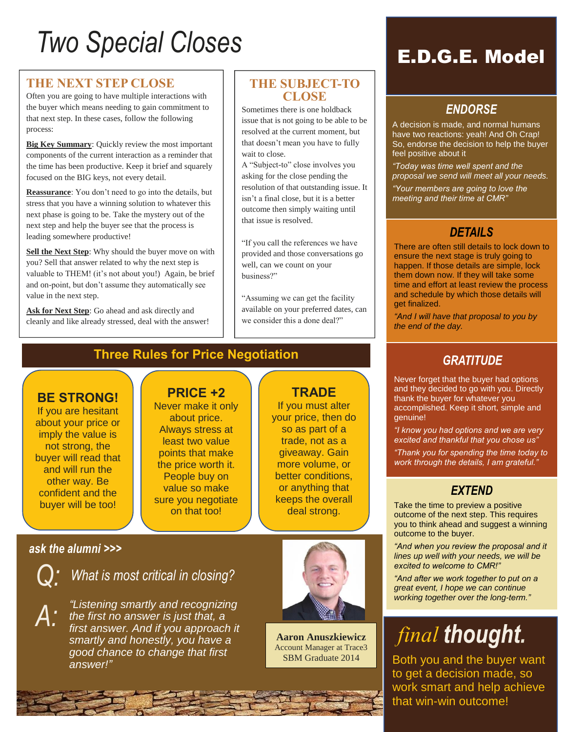# Two Special Closes

## THE NEXT STEP CLOSE

Often you are going to have multiple interactions with the buyer which means needing to gain commitment to that next step. In these cases, follow the following process:

**Big Key Summary**: Quickly review the most important components of the current interaction as a reminder that the time has been productive. Keep it brief and squarely focused on the BIG keys, not every detail.

**Reassurance**: You don't need to go into the details, but stress that you have a winning solution to whatever this next phase is going to be. Take the mystery out of the next step and help the buyer see that the process is leading somewhere productive!

**Sell the Next Step**: Why should the buyer move on with you? Sell that answer related to why the next step is valuable to THEM! (it's not about you!) Again, be brief and on-point, but don't assume they automatically see value in the next step.

**Ask for Next Step**: Go ahead and ask directly and cleanly and like already stressed, deal with the answer!

## THE SUBJECT-TO CLOSE

Sometimes there is one holdback issue that is not going to be able to be resolved at the current moment, but that doesn't mean you have to fully wait to close.

A "Subject-to" close involves you asking for the close pending the resolution of that outstanding issue. It isn't a final close, but it is a better outcome then simply waiting until that issue is resolved.

"If you call the references we have provided and those conversations go well, can we count on your business?"

"Assuming we can get the facility available on your preferred dates, can we consider this a done deal?"

## Three Rules for Price Negotiation

**BE STRONG!**
If you are hesitant about your price or imply the value is not strong, the buyer will read that and will run the other way. Be confident and the buyer will be too!

**PRICE +2**
Never make it only about price. Always stress at least two value points that make the price worth it. People buy on value so make sure you negotiate on that too!

**TRADE**
If you must alter your price, then do so as part of a trade, not as a giveaway. Gain more volume, or better conditions, or anything that keeps the overall deal strong.

## ask the alumni >>>

**Q:** *What is most critical in closing?*

**A:** *"Listening smartly and recognizing the first no answer is just that, a first answer. And if you approach it smartly and honestly, you have a good chance to change that first answer!"*

**Aaron Anuszkiewicz**
Account Manager at Trace3
SBM Graduate 2014

# E.D.G.E. Model

### ENDORSE

A decision is made, and normal humans have two reactions: yeah! And Oh Crap! So, endorse the decision to help the buyer feel positive about it

*"Today was time well spent and the proposal we send will meet all your needs.*

*"Your members are going to love the meeting and their time at CMR"*

### DETAILS

There are often still details to lock down to ensure the next stage is truly going to happen. If those details are simple, lock them down now. If they will take some time and effort at least review the process and schedule by which those details will get finalized.

*"And I will have that proposal to you by the end of the day.*

### GRATITUDE

Never forget that the buyer had options and they decided to go with you. Directly thank the buyer for whatever you accomplished. Keep it short, simple and genuine!

*"I know you had options and we are very excited and thankful that you chose us"*

*"Thank you for spending the time today to work through the details, I am grateful."*

### EXTEND

Take the time to preview a positive outcome of the next step. This requires you to think ahead and suggest a winning outcome to the buyer.

*"And when you review the proposal and it lines up well with your needs, we will be excited to welcome to CMR!"*

*"And after we work together to put on a great event, I hope we can continue working together over the long-term."*

## *final* thought.

Both you and the buyer want to get a decision made, so work smart and help achieve that win-win outcome!